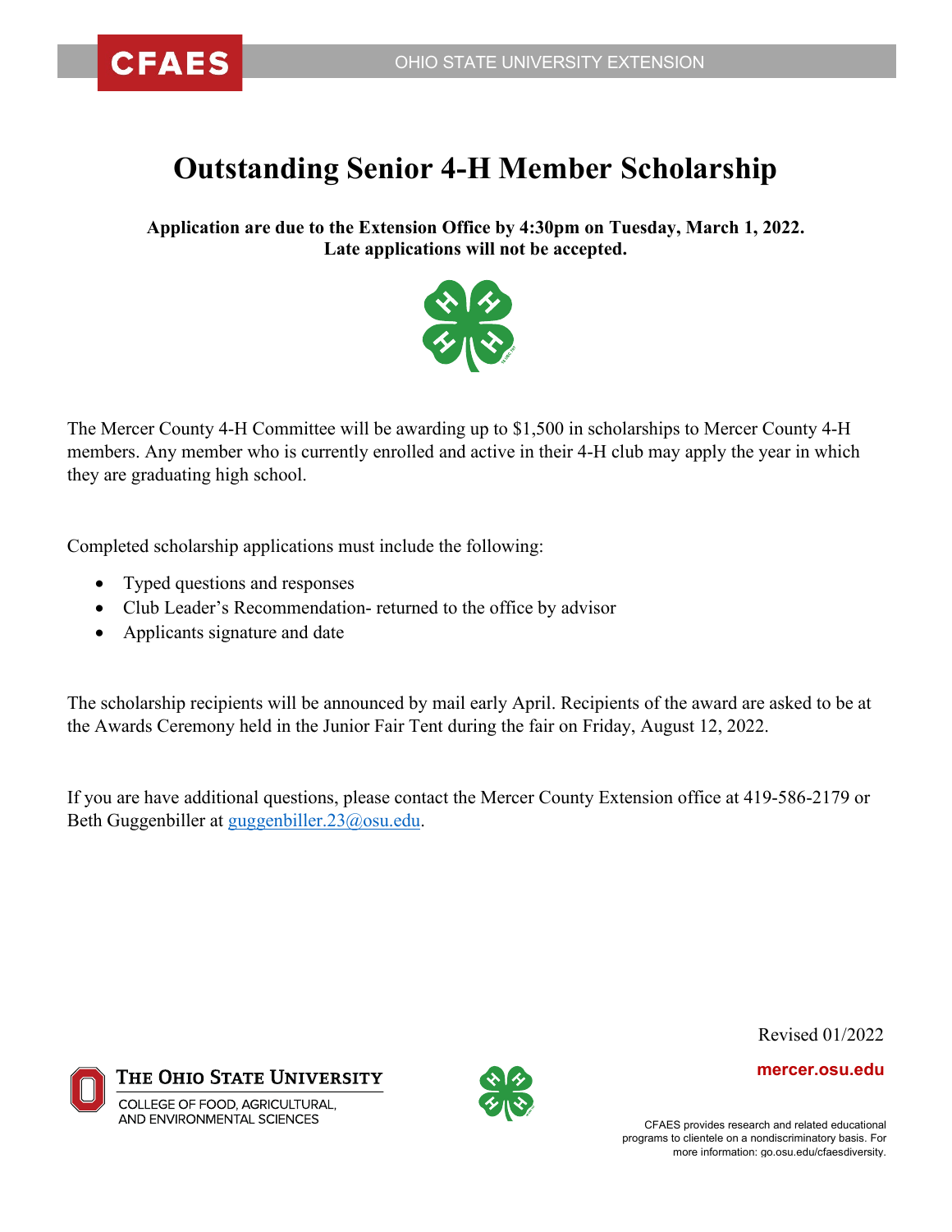# Outstanding Senior 4-H Member Scholarship

**Application are due to the Extension Office by 4:30pm on Tuesday, March 1, 2022.**
**Late applications will not be accepted.**

The Mercer County 4-H Committee will be awarding up to $1,500 in scholarships to Mercer County 4-H members. Any member who is currently enrolled and active in their 4-H club may apply the year in which they are graduating high school.

Completed scholarship applications must include the following:

- Typed questions and responses
- Club Leader's Recommendation- returned to the office by advisor
- Applicants signature and date

The scholarship recipients will be announced by mail early April. Recipients of the award are asked to be at the Awards Ceremony held in the Junior Fair Tent during the fair on Friday, August 12, 2022.

If you are have additional questions, please contact the Mercer County Extension office at 419-586-2179 or Beth Guggenbiller at guggenbiller.23@osu.edu.

Revised 01/2022

mercer.osu.edu

CFAES provides research and related educational programs to clientele on a nondiscriminatory basis. For more information: go.osu.edu/cfaesdiversity.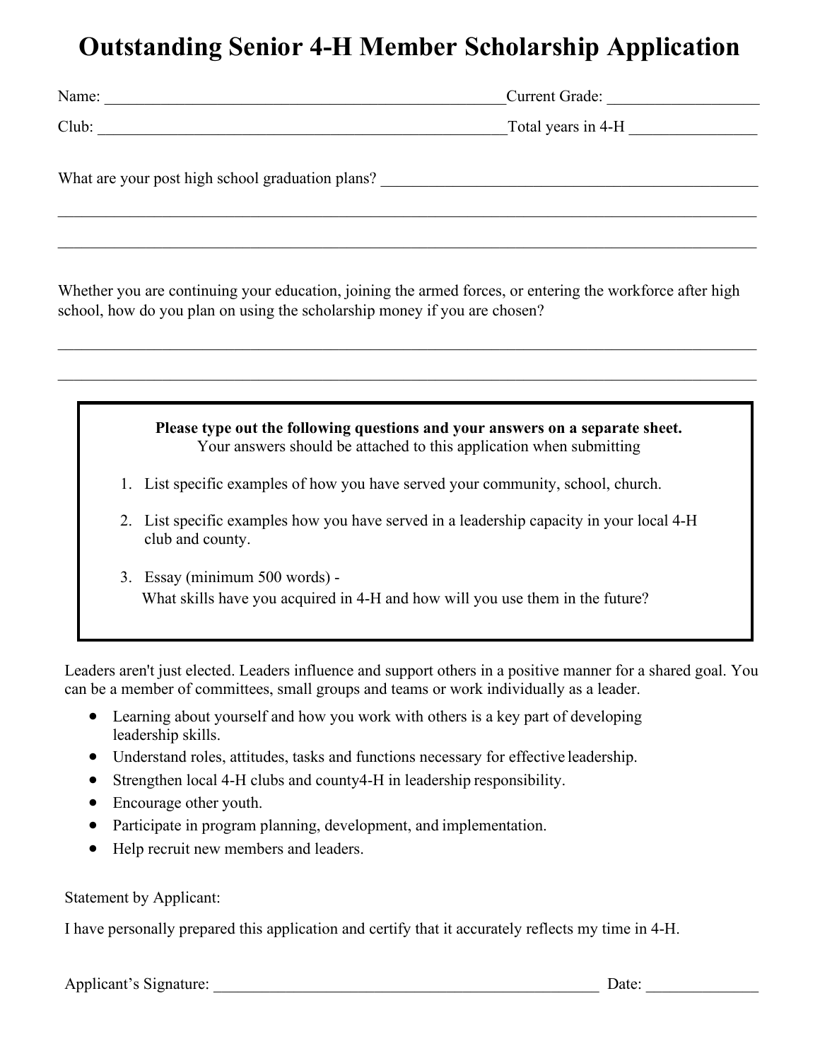# Outstanding Senior 4-H Member Scholarship Application

Name: ___________________________________________________Current Grade: ___________________

Club: ___________________________________________________Total years in 4-H ________________

What are your post high school graduation plans? ________________________________________________

_____________________________________________________________________________________

_____________________________________________________________________________________

Whether you are continuing your education, joining the armed forces, or entering the workforce after high school, how do you plan on using the scholarship money if you are chosen?

_____________________________________________________________________________________

_____________________________________________________________________________________

**Please type out the following questions and your answers on a separate sheet.**
Your answers should be attached to this application when submitting

1. List specific examples of how you have served your community, school, church.
2. List specific examples how you have served in a leadership capacity in your local 4-H club and county.
3. Essay (minimum 500 words) -
   What skills have you acquired in 4-H and how will you use them in the future?

Leaders aren't just elected. Leaders influence and support others in a positive manner for a shared goal. You can be a member of committees, small groups and teams or work individually as a leader.

- Learning about yourself and how you work with others is a key part of developing leadership skills.
- Understand roles, attitudes, tasks and functions necessary for effective leadership.
- Strengthen local 4-H clubs and county4-H in leadership responsibility.
- Encourage other youth.
- Participate in program planning, development, and implementation.
- Help recruit new members and leaders.

Statement by Applicant:

I have personally prepared this application and certify that it accurately reflects my time in 4-H.

Applicant's Signature: ___________________________________________________ Date: ______________